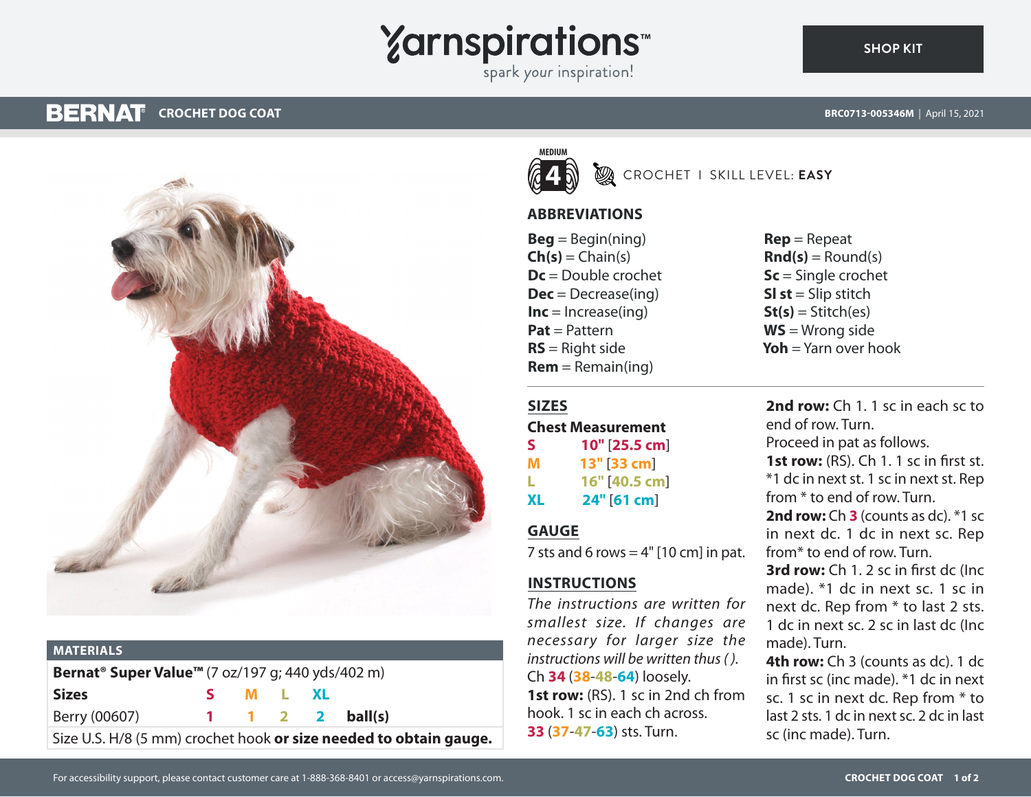# BERNAT CROCHET DOG COAT

BRC0713-005346M | April 15, 2021

MEDIUM 4 — CROCHET | SKILL LEVEL: **EASY**

## MATERIALS

**Bernat® Super Value™** (7 oz/197 g; 440 yds/402 m)

| Sizes | S | M | L | XL | |
|---|---|---|---|---|---|
| Berry (00607) | 1 | 1 | 2 | 2 | **ball(s)** |

Size U.S. H/8 (5 mm) crochet hook **or size needed to obtain gauge.**

## ABBREVIATIONS

**Beg** = Begin(ning)
**Ch(s)** = Chain(s)
**Dc** = Double crochet
**Dec** = Decrease(ing)
**Inc** = Increase(ing)
**Pat** = Pattern
**RS** = Right side
**Rem** = Remain(ing)
**Rep** = Repeat
**Rnd(s)** = Round(s)
**Sc** = Single crochet
**Sl st** = Slip stitch
**St(s)** = Stitch(es)
**WS** = Wrong side
**Yoh** = Yarn over hook

## SIZES

**Chest Measurement**

**S** 10" [25.5 cm]
**M** 13" [33 cm]
**L** 16" [40.5 cm]
**XL** 24" [61 cm]

## GAUGE

7 sts and 6 rows = 4" [10 cm] in pat.

## INSTRUCTIONS

*The instructions are written for smallest size. If changes are necessary for larger size the instructions will be written thus ( ).*

Ch 34 (38-48-64) loosely.

**1st row:** (RS). 1 sc in 2nd ch from hook. 1 sc in each ch across. 33 (37-47-63) sts. Turn.

**2nd row:** Ch 1. 1 sc in each sc to end of row. Turn.

Proceed in pat as follows.

**1st row:** (RS). Ch 1. 1 sc in first st. *1 dc in next st. 1 sc in next st. Rep from * to end of row. Turn.

**2nd row:** Ch 3 (counts as dc). *1 sc in next dc. 1 dc in next sc. Rep from* to end of row. Turn.

**3rd row:** Ch 1. 2 sc in first dc (Inc made). *1 dc in next sc. 1 sc in next dc. Rep from * to last 2 sts. 1 dc in next sc. 2 sc in last dc (Inc made). Turn.

**4th row:** Ch 3 (counts as dc). 1 dc in first sc (inc made). *1 dc in next sc. 1 sc in next dc. Rep from * to last 2 sts. 1 dc in next sc. 2 dc in last sc (inc made). Turn.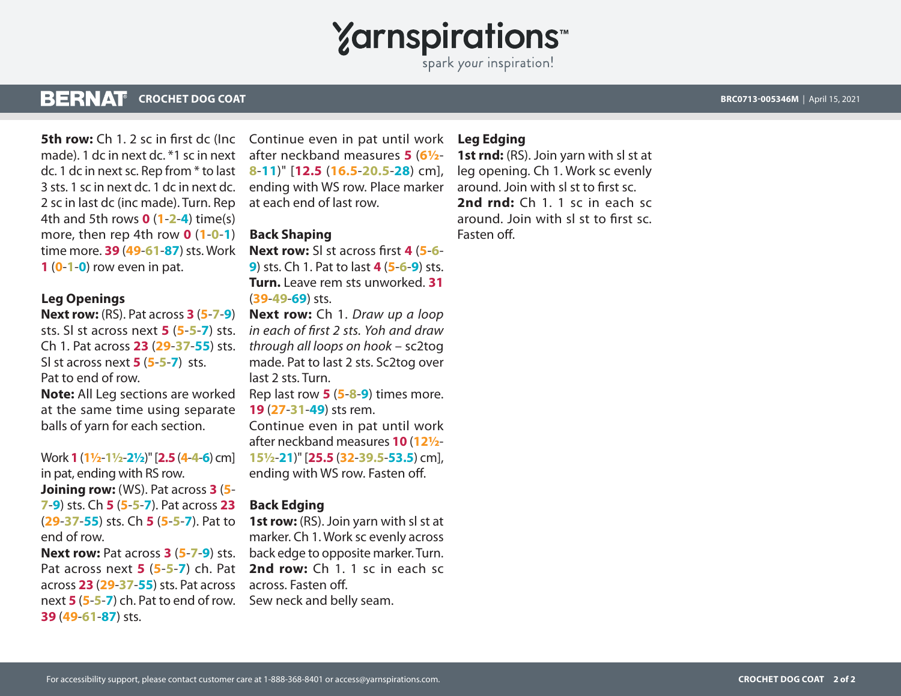**5th row:** Ch 1. 2 sc in first dc (Inc made). 1 dc in next dc. *1 sc in next dc. 1 dc in next sc. Rep from * to last 3 sts. 1 sc in next dc. 1 dc in next dc. 2 sc in last dc (inc made). Turn. Rep 4th and 5th rows **0** (**1**-**2**-**4**) time(s) more, then rep 4th row **0** (**1**-**0**-**1**) time more. **39** (**49**-**61**-**87**) sts. Work **1** (**0**-**1**-**0**) row even in pat.

### Leg Openings

**Next row:** (RS). Pat across **3** (**5**-**7**-**9**) sts. Sl st across next **5** (**5**-**5**-**7**) sts. Ch 1. Pat across **23** (**29**-**37**-**55**) sts. Sl st across next **5** (**5**-**5**-**7**) sts. Pat to end of row.

**Note:** All Leg sections are worked at the same time using separate balls of yarn for each section.

Work **1** (**1½**-**1½**-**2½**)" [**2.5** (**4**-**4**-**6**) cm] in pat, ending with RS row.

**Joining row:** (WS). Pat across **3** (**5**-**7**-**9**) sts. Ch **5** (**5**-**5**-**7**). Pat across **23** (**29**-**37**-**55**) sts. Ch **5** (**5**-**5**-**7**). Pat to end of row.

**Next row:** Pat across **3** (**5**-**7**-**9**) sts. Pat across next **5** (**5**-**5**-**7**) ch. Pat across **23** (**29**-**37**-**55**) sts. Pat across next **5** (**5**-**5**-**7**) ch. Pat to end of row. **39** (**49**-**61**-**87**) sts.

Continue even in pat until work after neckband measures **5** (**6½**-**8**-**11**)" [**12.5** (**16.5**-**20.5**-**28**) cm], ending with WS row. Place marker at each end of last row.

### Back Shaping

**Next row:** Sl st across first **4** (**5**-**6**-**9**) sts. Ch 1. Pat to last **4** (**5**-**6**-**9**) sts. **Turn.** Leave rem sts unworked. **31** (**39**-**49**-**69**) sts.

**Next row:** Ch 1. *Draw up a loop in each of first 2 sts. Yoh and draw through all loops on hook* – sc2tog made. Pat to last 2 sts. Sc2tog over last 2 sts. Turn.

Rep last row **5** (**5**-**8**-**9**) times more. **19** (**27**-**31**-**49**) sts rem.

Continue even in pat until work after neckband measures **10** (**12½**-**15½**-**21**)" [**25.5** (**32**-**39.5**-**53.5**) cm], ending with WS row. Fasten off.

### Back Edging

**1st row:** (RS). Join yarn with sl st at marker. Ch 1. Work sc evenly across back edge to opposite marker. Turn.

**2nd row:** Ch 1. 1 sc in each sc across. Fasten off.

Sew neck and belly seam.

### Leg Edging

**1st rnd:** (RS). Join yarn with sl st at leg opening. Ch 1. Work sc evenly around. Join with sl st to first sc.

**2nd rnd:** Ch 1. 1 sc in each sc around. Join with sl st to first sc. Fasten off.

For accessibility support, please contact customer care at 1-888-368-8401 or access@yarnspirations.com.